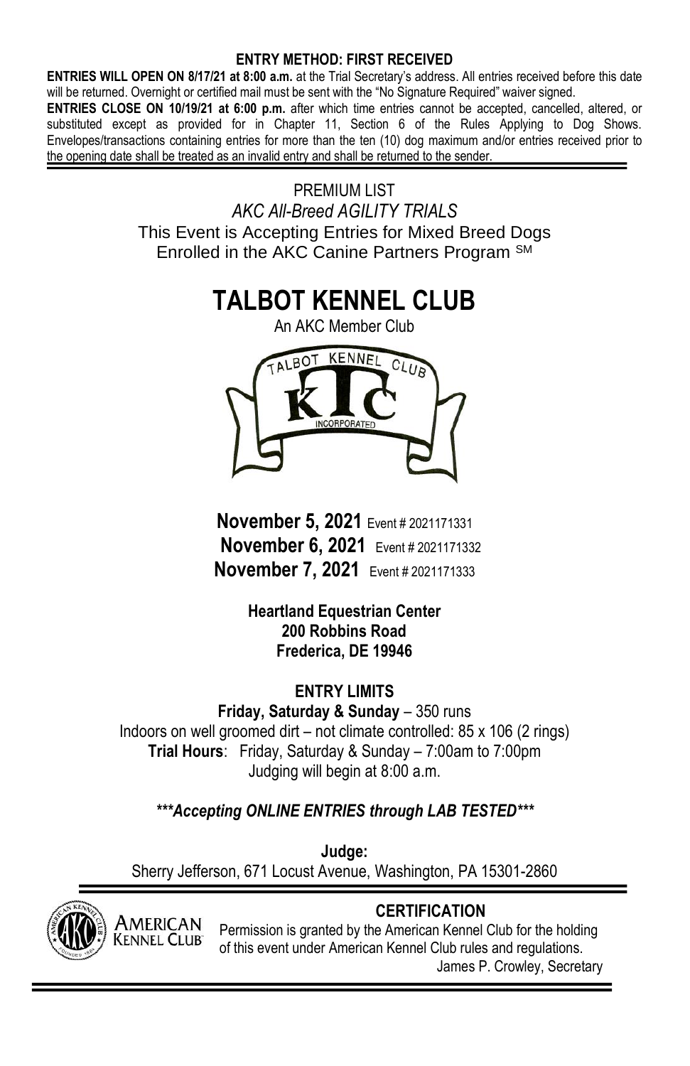**ENTRY METHOD: FIRST RECEIVED**

**ENTRIES WILL OPEN ON 8/17/21 at 8:00 a.m.** at the Trial Secretary's address. All entries received before this date will be returned. Overnight or certified mail must be sent with the "No Signature Required" waiver signed.

**ENTRIES CLOSE ON 10/19/21 at 6:00 p.m.** after which time entries cannot be accepted, cancelled, altered, or substituted except as provided for in Chapter 11, Section 6 of the Rules Applying to Dog Shows. Envelopes/transactions containing entries for more than the ten (10) dog maximum and/or entries received prior to the opening date shall be treated as an invalid entry and shall be returned to the sender.

PREMIUM LIST

*AKC All-Breed AGILITY TRIALS*

This Event is Accepting Entries for Mixed Breed Dogs Enrolled in the AKC Canine Partners Program SM

# TALBOT KENNEL CLUB

An AKC Member Club

**November 5, 2021** Event # 2021171331

**November 6, 2021** Event # 2021171332

**November 7, 2021** Event # 2021171333

**Heartland Equestrian Center**
**200 Robbins Road**
**Frederica, DE 19946**

**ENTRY LIMITS**

**Friday, Saturday & Sunday** – 350 runs

Indoors on well groomed dirt – not climate controlled: 85 x 106 (2 rings)

**Trial Hours**: Friday, Saturday & Sunday – 7:00am to 7:00pm

Judging will begin at 8:00 a.m.

***\*\*\*Accepting ONLINE ENTRIES through LAB TESTED\*\*\****

**Judge:**

Sherry Jefferson, 671 Locust Avenue, Washington, PA 15301-2860

**CERTIFICATION**

Permission is granted by the American Kennel Club for the holding of this event under American Kennel Club rules and regulations.

James P. Crowley, Secretary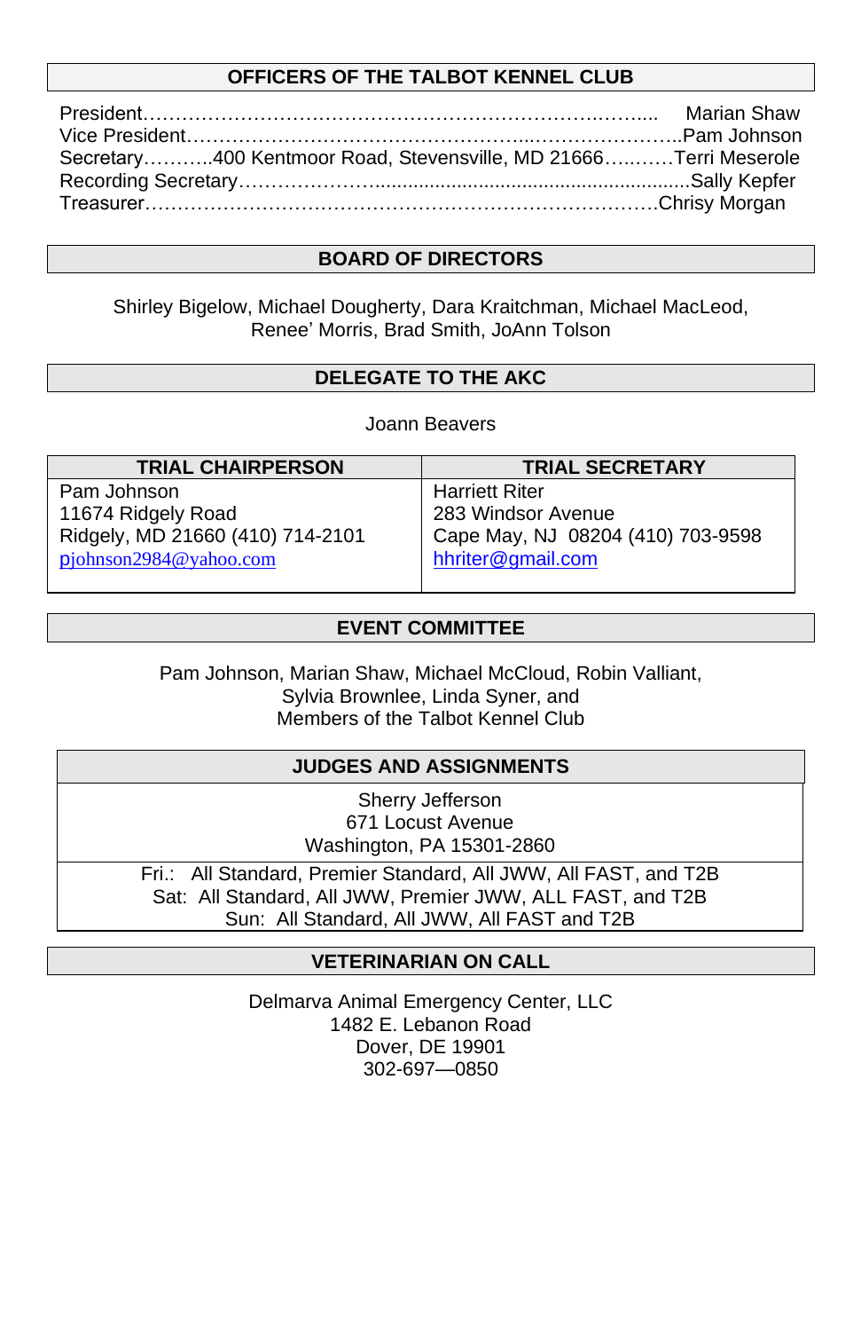## OFFICERS OF THE TALBOT KENNEL CLUB

President…………………………………………………………………..…….... Marian Shaw
Vice President…………………………………………...…………………..Pam Johnson
Secretary………..400 Kentmoor Road, Stevensville, MD 21666…..……Terri Meserole
Recording Secretary………………….........................................................Sally Kepfer
Treasurer…………………………………………………………………….Chrisy Morgan

## BOARD OF DIRECTORS

Shirley Bigelow, Michael Dougherty, Dara Kraitchman, Michael MacLeod, Renee' Morris, Brad Smith, JoAnn Tolson

## DELEGATE TO THE AKC

Joann Beavers

| TRIAL CHAIRPERSON | TRIAL SECRETARY |
|---|---|
| Pam Johnson<br>11674 Ridgely Road<br>Ridgely, MD 21660 (410) 714-2101<br>pjohnson2984@yahoo.com | Harriett Riter<br>283 Windsor Avenue<br>Cape May, NJ 08204 (410) 703-9598<br>hhriter@gmail.com |

## EVENT COMMITTEE

Pam Johnson, Marian Shaw, Michael McCloud, Robin Valliant,
Sylvia Brownlee, Linda Syner, and
Members of the Talbot Kennel Club

## JUDGES AND ASSIGNMENTS

Sherry Jefferson
671 Locust Avenue
Washington, PA 15301-2860

Fri.: All Standard, Premier Standard, All JWW, All FAST, and T2B
Sat: All Standard, All JWW, Premier JWW, ALL FAST, and T2B
Sun: All Standard, All JWW, All FAST and T2B

## VETERINARIAN ON CALL

Delmarva Animal Emergency Center, LLC
1482 E. Lebanon Road
Dover, DE 19901
302-697—0850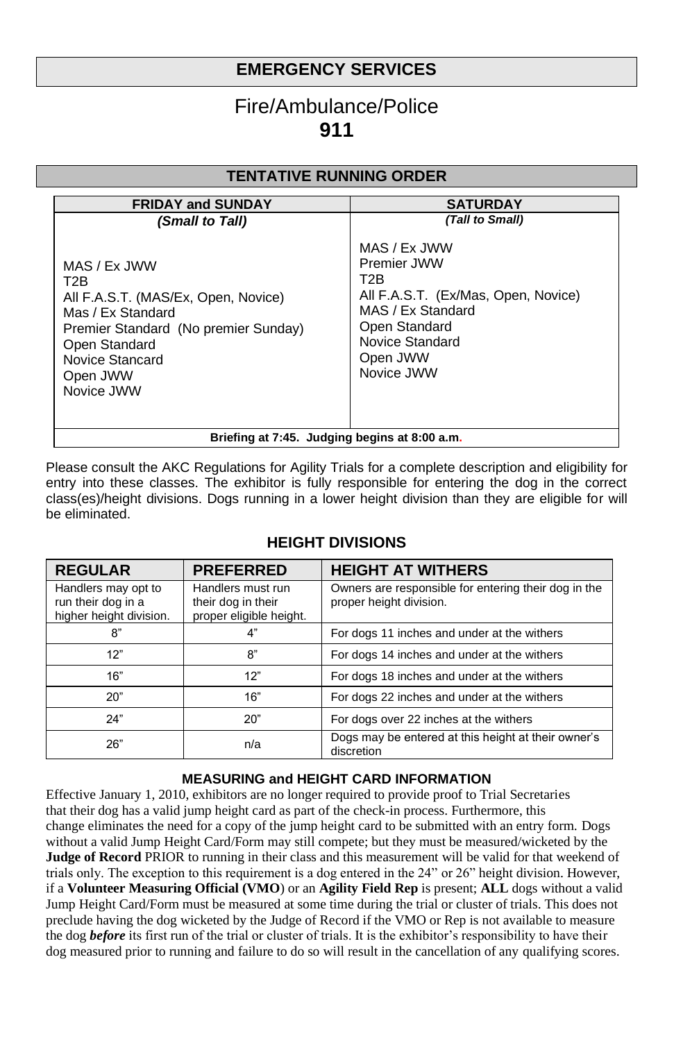## EMERGENCY SERVICES

Fire/Ambulance/Police
**911**

## TENTATIVE RUNNING ORDER

| FRIDAY and SUNDAY | SATURDAY |
|---|---|
| ***(Small to Tall)*** | ***(Tall to Small)*** |
| MAS / Ex JWW<br>T2B<br>All F.A.S.T. (MAS/Ex, Open, Novice)<br>Mas / Ex Standard<br>Premier Standard (No premier Sunday)<br>Open Standard<br>Novice Stancard<br>Open JWW<br>Novice JWW | MAS / Ex JWW<br>Premier JWW<br>T2B<br>All F.A.S.T. (Ex/Mas, Open, Novice)<br>MAS / Ex Standard<br>Open Standard<br>Novice Standard<br>Open JWW<br>Novice JWW |
| **Briefing at 7:45. Judging begins at 8:00 a.m.** | |

Please consult the AKC Regulations for Agility Trials for a complete description and eligibility for entry into these classes. The exhibitor is fully responsible for entering the dog in the correct class(es)/height divisions. Dogs running in a lower height division than they are eligible for will be eliminated.

### HEIGHT DIVISIONS

| REGULAR | PREFERRED | HEIGHT AT WITHERS |
|---|---|---|
| Handlers may opt to run their dog in a higher height division. | Handlers must run their dog in their proper eligible height. | Owners are responsible for entering their dog in the proper height division. |
| 8" | 4" | For dogs 11 inches and under at the withers |
| 12" | 8" | For dogs 14 inches and under at the withers |
| 16" | 12" | For dogs 18 inches and under at the withers |
| 20" | 16" | For dogs 22 inches and under at the withers |
| 24" | 20" | For dogs over 22 inches at the withers |
| 26" | n/a | Dogs may be entered at this height at their owner's discretion |

### MEASURING and HEIGHT CARD INFORMATION

Effective January 1, 2010, exhibitors are no longer required to provide proof to Trial Secretaries that their dog has a valid jump height card as part of the check-in process. Furthermore, this change eliminates the need for a copy of the jump height card to be submitted with an entry form. Dogs without a valid Jump Height Card/Form may still compete; but they must be measured/wicketed by the **Judge of Record** PRIOR to running in their class and this measurement will be valid for that weekend of trials only. The exception to this requirement is a dog entered in the 24" or 26" height division. However, if a **Volunteer Measuring Official (VMO**) or an **Agility Field Rep** is present; **ALL** dogs without a valid Jump Height Card/Form must be measured at some time during the trial or cluster of trials. This does not preclude having the dog wicketed by the Judge of Record if the VMO or Rep is not available to measure the dog ***before*** its first run of the trial or cluster of trials. It is the exhibitor's responsibility to have their dog measured prior to running and failure to do so will result in the cancellation of any qualifying scores.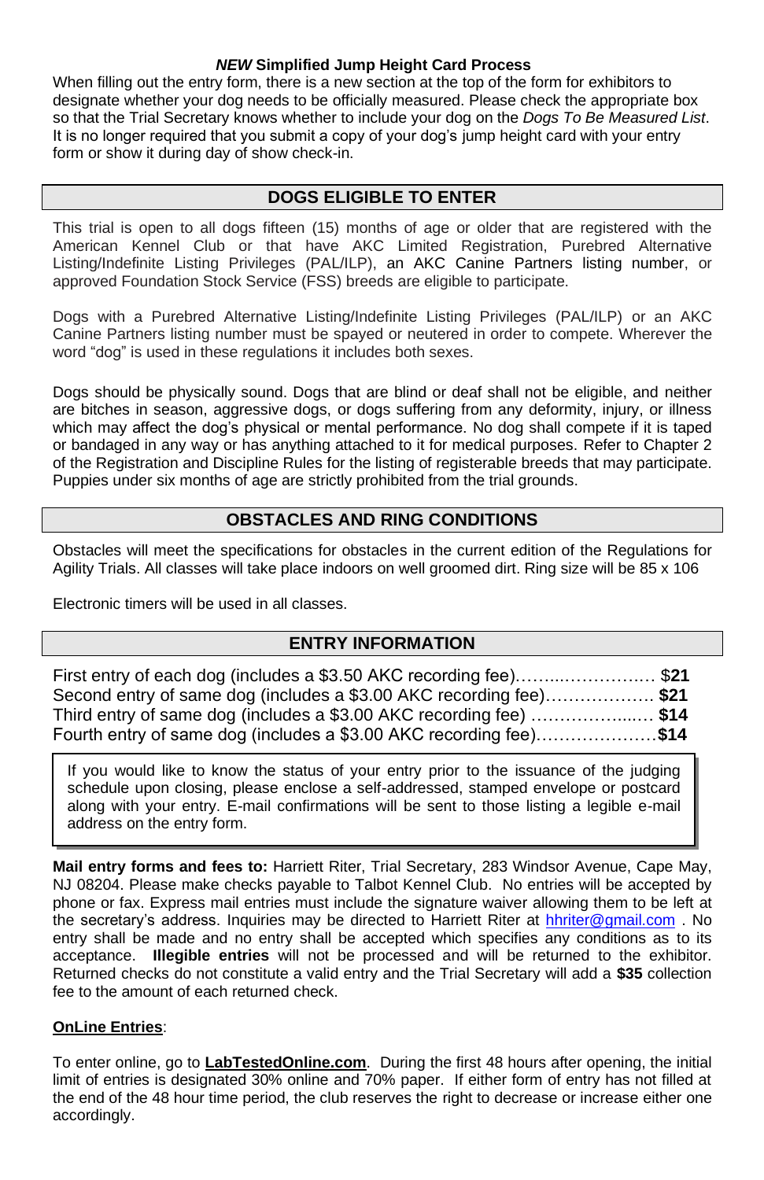### *NEW* Simplified Jump Height Card Process

When filling out the entry form, there is a new section at the top of the form for exhibitors to designate whether your dog needs to be officially measured. Please check the appropriate box so that the Trial Secretary knows whether to include your dog on the *Dogs To Be Measured List*. It is no longer required that you submit a copy of your dog's jump height card with your entry form or show it during day of show check-in.

## DOGS ELIGIBLE TO ENTER

This trial is open to all dogs fifteen (15) months of age or older that are registered with the American Kennel Club or that have AKC Limited Registration, Purebred Alternative Listing/Indefinite Listing Privileges (PAL/ILP), an AKC Canine Partners listing number, or approved Foundation Stock Service (FSS) breeds are eligible to participate.

Dogs with a Purebred Alternative Listing/Indefinite Listing Privileges (PAL/ILP) or an AKC Canine Partners listing number must be spayed or neutered in order to compete. Wherever the word "dog" is used in these regulations it includes both sexes.

Dogs should be physically sound. Dogs that are blind or deaf shall not be eligible, and neither are bitches in season, aggressive dogs, or dogs suffering from any deformity, injury, or illness which may affect the dog's physical or mental performance. No dog shall compete if it is taped or bandaged in any way or has anything attached to it for medical purposes. Refer to Chapter 2 of the Registration and Discipline Rules for the listing of registerable breeds that may participate. Puppies under six months of age are strictly prohibited from the trial grounds.

## OBSTACLES AND RING CONDITIONS

Obstacles will meet the specifications for obstacles in the current edition of the Regulations for Agility Trials. All classes will take place indoors on well groomed dirt. Ring size will be 85 x 106

Electronic timers will be used in all classes.

## ENTRY INFORMATION

First entry of each dog (includes a $3.50 AKC recording fee)………..…………….. $**21**
Second entry of same dog (includes a $3.00 AKC recording fee)………………. **$21**
Third entry of same dog (includes a $3.00 AKC recording fee) ………………..…. **$14**
Fourth entry of same dog (includes a $3.00 AKC recording fee)…………………**$14**

If you would like to know the status of your entry prior to the issuance of the judging schedule upon closing, please enclose a self-addressed, stamped envelope or postcard along with your entry. E-mail confirmations will be sent to those listing a legible e-mail address on the entry form.

**Mail entry forms and fees to:** Harriett Riter, Trial Secretary, 283 Windsor Avenue, Cape May, NJ 08204. Please make checks payable to Talbot Kennel Club. No entries will be accepted by phone or fax. Express mail entries must include the signature waiver allowing them to be left at the secretary's address. Inquiries may be directed to Harriett Riter at hhriter@gmail.com . No entry shall be made and no entry shall be accepted which specifies any conditions as to its acceptance. **Illegible entries** will not be processed and will be returned to the exhibitor. Returned checks do not constitute a valid entry and the Trial Secretary will add a **$35** collection fee to the amount of each returned check.

**OnLine Entries**:

To enter online, go to **LabTestedOnline.com**. During the first 48 hours after opening, the initial limit of entries is designated 30% online and 70% paper. If either form of entry has not filled at the end of the 48 hour time period, the club reserves the right to decrease or increase either one accordingly.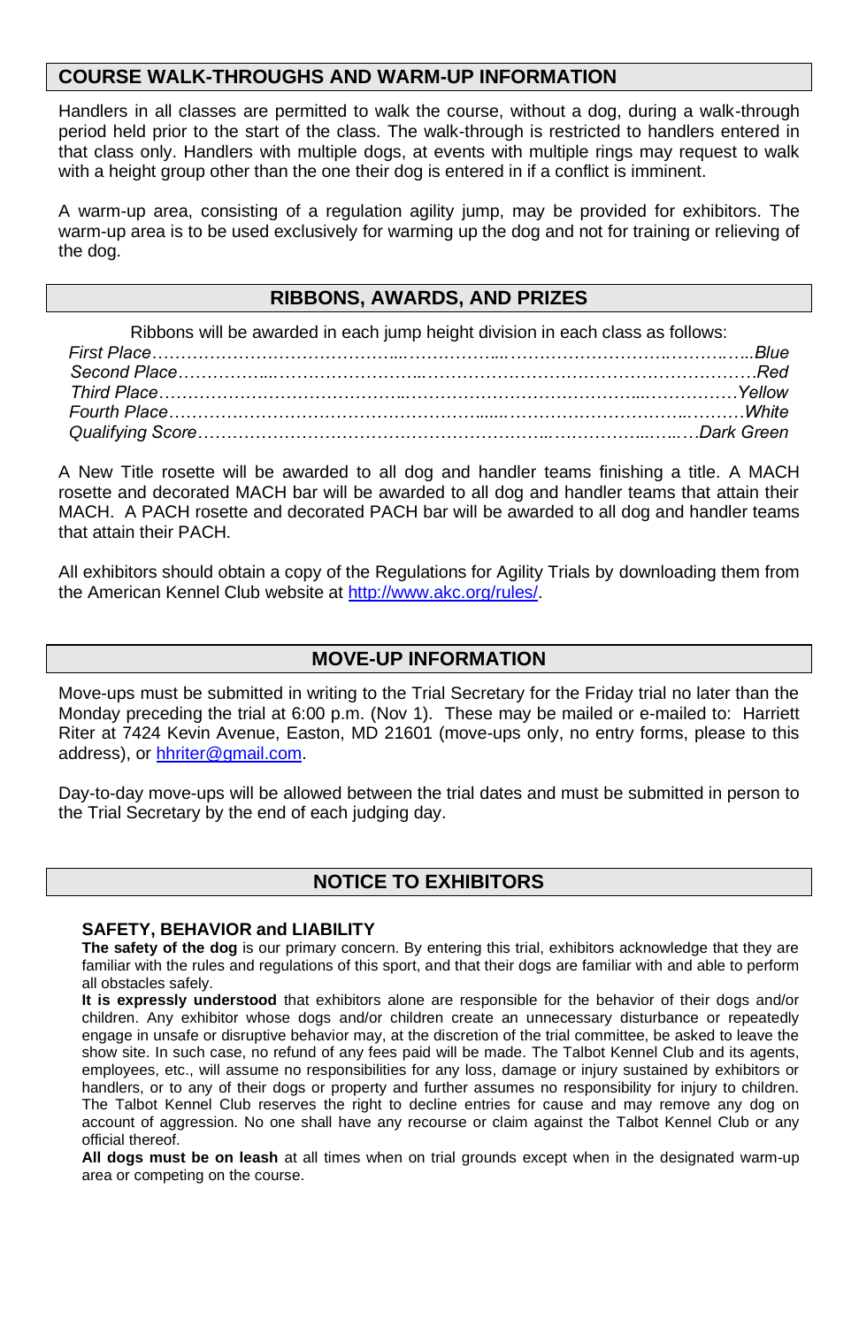## COURSE WALK-THROUGHS AND WARM-UP INFORMATION

Handlers in all classes are permitted to walk the course, without a dog, during a walk-through period held prior to the start of the class. The walk-through is restricted to handlers entered in that class only. Handlers with multiple dogs, at events with multiple rings may request to walk with a height group other than the one their dog is entered in if a conflict is imminent.

A warm-up area, consisting of a regulation agility jump, may be provided for exhibitors. The warm-up area is to be used exclusively for warming up the dog and not for training or relieving of the dog.

## RIBBONS, AWARDS, AND PRIZES

Ribbons will be awarded in each jump height division in each class as follows:

*First Place……………………………………………………………………………………Blue*
*Second Place…………………………………………………………………………………Red*
*Third Place…………………………………………………………………………………Yellow*
*Fourth Place…………………………………………………………………………………White*
*Qualifying Score……………………………………………………………………Dark Green*

A New Title rosette will be awarded to all dog and handler teams finishing a title. A MACH rosette and decorated MACH bar will be awarded to all dog and handler teams that attain their MACH. A PACH rosette and decorated PACH bar will be awarded to all dog and handler teams that attain their PACH.

All exhibitors should obtain a copy of the Regulations for Agility Trials by downloading them from the American Kennel Club website at http://www.akc.org/rules/.

## MOVE-UP INFORMATION

Move-ups must be submitted in writing to the Trial Secretary for the Friday trial no later than the Monday preceding the trial at 6:00 p.m. (Nov 1). These may be mailed or e-mailed to: Harriett Riter at 7424 Kevin Avenue, Easton, MD 21601 (move-ups only, no entry forms, please to this address), or hhriter@gmail.com.

Day-to-day move-ups will be allowed between the trial dates and must be submitted in person to the Trial Secretary by the end of each judging day.

## NOTICE TO EXHIBITORS

### SAFETY, BEHAVIOR and LIABILITY

**The safety of the dog** is our primary concern. By entering this trial, exhibitors acknowledge that they are familiar with the rules and regulations of this sport, and that their dogs are familiar with and able to perform all obstacles safely.

**It is expressly understood** that exhibitors alone are responsible for the behavior of their dogs and/or children. Any exhibitor whose dogs and/or children create an unnecessary disturbance or repeatedly engage in unsafe or disruptive behavior may, at the discretion of the trial committee, be asked to leave the show site. In such case, no refund of any fees paid will be made. The Talbot Kennel Club and its agents, employees, etc., will assume no responsibilities for any loss, damage or injury sustained by exhibitors or handlers, or to any of their dogs or property and further assumes no responsibility for injury to children. The Talbot Kennel Club reserves the right to decline entries for cause and may remove any dog on account of aggression. No one shall have any recourse or claim against the Talbot Kennel Club or any official thereof.

**All dogs must be on leash** at all times when on trial grounds except when in the designated warm-up area or competing on the course.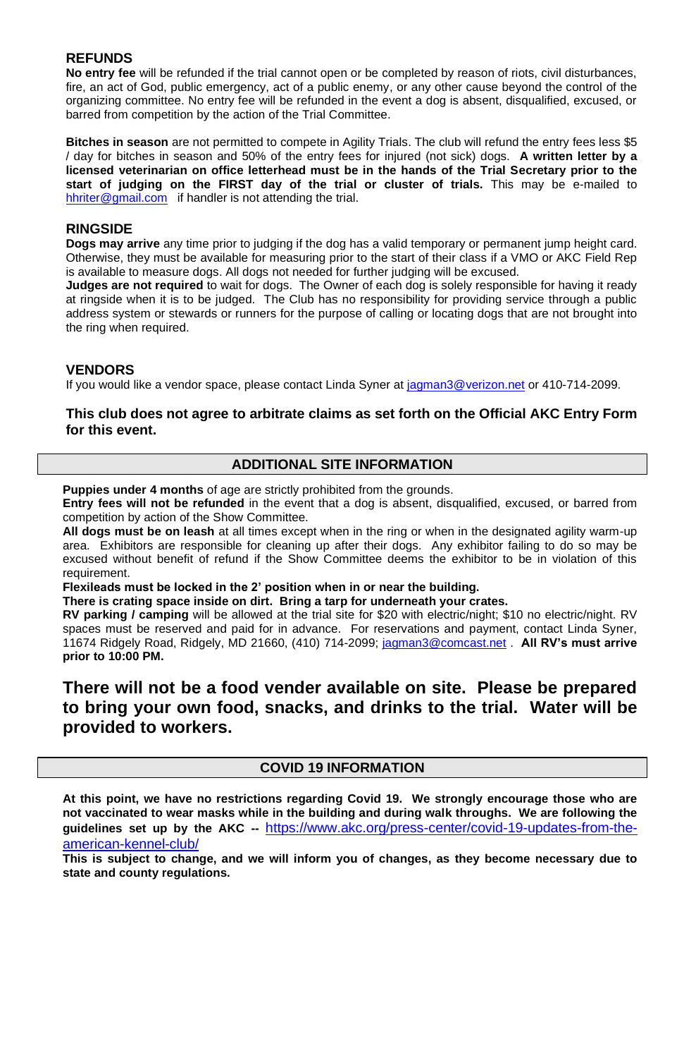## REFUNDS

**No entry fee** will be refunded if the trial cannot open or be completed by reason of riots, civil disturbances, fire, an act of God, public emergency, act of a public enemy, or any other cause beyond the control of the organizing committee. No entry fee will be refunded in the event a dog is absent, disqualified, excused, or barred from competition by the action of the Trial Committee.

**Bitches in season** are not permitted to compete in Agility Trials. The club will refund the entry fees less $5 / day for bitches in season and 50% of the entry fees for injured (not sick) dogs. **A written letter by a licensed veterinarian on office letterhead must be in the hands of the Trial Secretary prior to the start of judging on the FIRST day of the trial or cluster of trials.** This may be e-mailed to hhriter@gmail.com if handler is not attending the trial.

## RINGSIDE

**Dogs may arrive** any time prior to judging if the dog has a valid temporary or permanent jump height card. Otherwise, they must be available for measuring prior to the start of their class if a VMO or AKC Field Rep is available to measure dogs. All dogs not needed for further judging will be excused.

**Judges are not required** to wait for dogs. The Owner of each dog is solely responsible for having it ready at ringside when it is to be judged. The Club has no responsibility for providing service through a public address system or stewards or runners for the purpose of calling or locating dogs that are not brought into the ring when required.

## VENDORS

If you would like a vendor space, please contact Linda Syner at jagman3@verizon.net or 410-714-2099.

**This club does not agree to arbitrate claims as set forth on the Official AKC Entry Form for this event.**

## ADDITIONAL SITE INFORMATION

**Puppies under 4 months** of age are strictly prohibited from the grounds.
**Entry fees will not be refunded** in the event that a dog is absent, disqualified, excused, or barred from competition by action of the Show Committee.
**All dogs must be on leash** at all times except when in the ring or when in the designated agility warm-up area. Exhibitors are responsible for cleaning up after their dogs. Any exhibitor failing to do so may be excused without benefit of refund if the Show Committee deems the exhibitor to be in violation of this requirement.
**Flexileads must be locked in the 2' position when in or near the building.**
**There is crating space inside on dirt. Bring a tarp for underneath your crates.**
**RV parking / camping** will be allowed at the trial site for $20 with electric/night; $10 no electric/night. RV spaces must be reserved and paid for in advance. For reservations and payment, contact Linda Syner, 11674 Ridgely Road, Ridgely, MD 21660, (410) 714-2099; jagman3@comcast.net . **All RV's must arrive prior to 10:00 PM.**

**There will not be a food vender available on site. Please be prepared to bring your own food, snacks, and drinks to the trial. Water will be provided to workers.**

## COVID 19 INFORMATION

**At this point, we have no restrictions regarding Covid 19. We strongly encourage those who are not vaccinated to wear masks while in the building and during walk throughs. We are following the guidelines set up by the AKC --** https://www.akc.org/press-center/covid-19-updates-from-the-american-kennel-club/

**This is subject to change, and we will inform you of changes, as they become necessary due to state and county regulations.**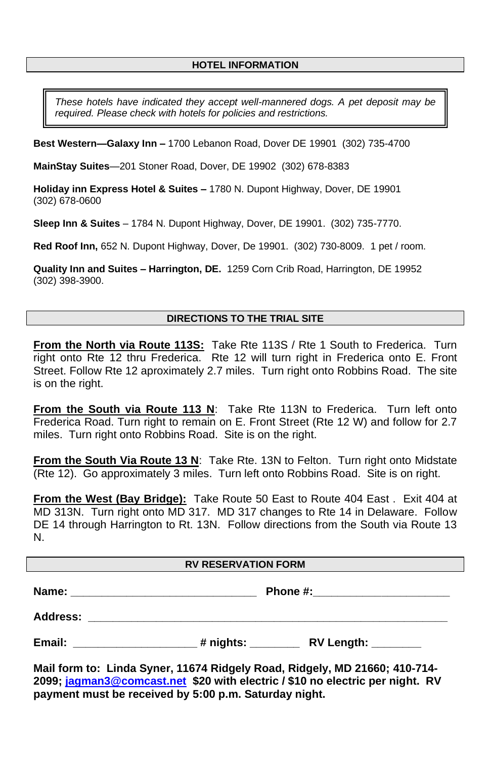## HOTEL INFORMATION

> *These hotels have indicated they accept well-mannered dogs. A pet deposit may be required. Please check with hotels for policies and restrictions.*

**Best Western—Galaxy Inn –** 1700 Lebanon Road, Dover DE 19901 (302) 735-4700

**MainStay Suites**—201 Stoner Road, Dover, DE 19902 (302) 678-8383

**Holiday inn Express Hotel & Suites –** 1780 N. Dupont Highway, Dover, DE 19901 (302) 678-0600

**Sleep Inn & Suites** – 1784 N. Dupont Highway, Dover, DE 19901. (302) 735-7770.

**Red Roof Inn,** 652 N. Dupont Highway, Dover, De 19901. (302) 730-8009. 1 pet / room.

**Quality Inn and Suites – Harrington, DE.** 1259 Corn Crib Road, Harrington, DE 19952 (302) 398-3900.

## DIRECTIONS TO THE TRIAL SITE

**From the North via Route 113S:** Take Rte 113S / Rte 1 South to Frederica. Turn right onto Rte 12 thru Frederica. Rte 12 will turn right in Frederica onto E. Front Street. Follow Rte 12 aproximately 2.7 miles. Turn right onto Robbins Road. The site is on the right.

**From the South via Route 113 N**: Take Rte 113N to Frederica. Turn left onto Frederica Road. Turn right to remain on E. Front Street (Rte 12 W) and follow for 2.7 miles. Turn right onto Robbins Road. Site is on the right.

**From the South Via Route 13 N**: Take Rte. 13N to Felton. Turn right onto Midstate (Rte 12). Go approximately 3 miles. Turn left onto Robbins Road. Site is on right.

**From the West (Bay Bridge):** Take Route 50 East to Route 404 East . Exit 404 at MD 313N. Turn right onto MD 317. MD 317 changes to Rte 14 in Delaware. Follow DE 14 through Harrington to Rt. 13N. Follow directions from the South via Route 13 N.

## RV RESERVATION FORM

**Name:** ______________________________ **Phone #:**______________________

**Address:** __________________________________________________________

**Email:** ____________________ **# nights:** ________ **RV Length:** ________

**Mail form to: Linda Syner, 11674 Ridgely Road, Ridgely, MD 21660; 410-714-2099; jagman3@comcast.net $20 with electric / $10 no electric per night. RV payment must be received by 5:00 p.m. Saturday night.**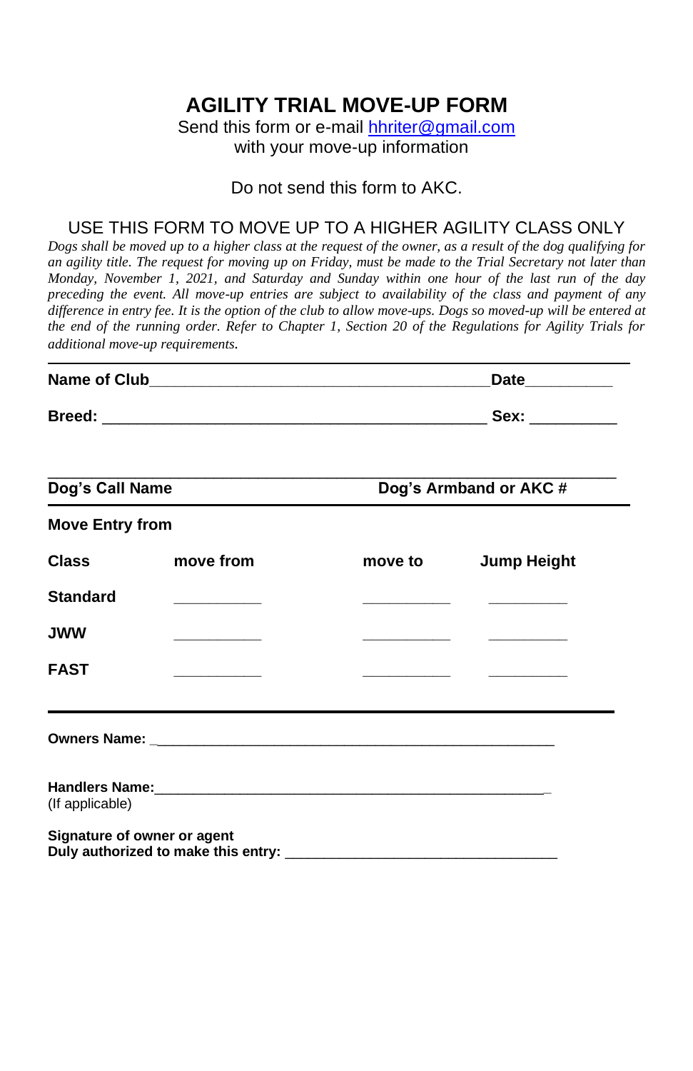# AGILITY TRIAL MOVE-UP FORM

Send this form or e-mail hhriter@gmail.com
with your move-up information

Do not send this form to AKC.

## USE THIS FORM TO MOVE UP TO A HIGHER AGILITY CLASS ONLY

*Dogs shall be moved up to a higher class at the request of the owner, as a result of the dog qualifying for an agility title. The request for moving up on Friday, must be made to the Trial Secretary not later than Monday, November 1, 2021, and Saturday and Sunday within one hour of the last run of the day preceding the event. All move-up entries are subject to availability of the class and payment of any difference in entry fee. It is the option of the club to allow move-ups. Dogs so moved-up will be entered at the end of the running order. Refer to Chapter 1, Section 20 of the Regulations for Agility Trials for additional move-up requirements.*

---

**Name of Club**__________________________________________**Date**__________

**Breed:** ________________________________________________ **Sex:** __________

______________________________________________________________________

**Dog's Call Name** **Dog's Armband or AKC #**

---

**Move Entry from**

| Class | move from | move to | Jump Height |
|---|---|---|---|
| Standard | __________ | __________ | _________ |
| JWW | __________ | __________ | _________ |
| FAST | __________ | __________ | _________ |

---

**Owners Name:** _________________________________________________

**Handlers Name:**_________________________________________________
(If applicable)

**Signature of owner or agent**
**Duly authorized to make this entry:** ________________________________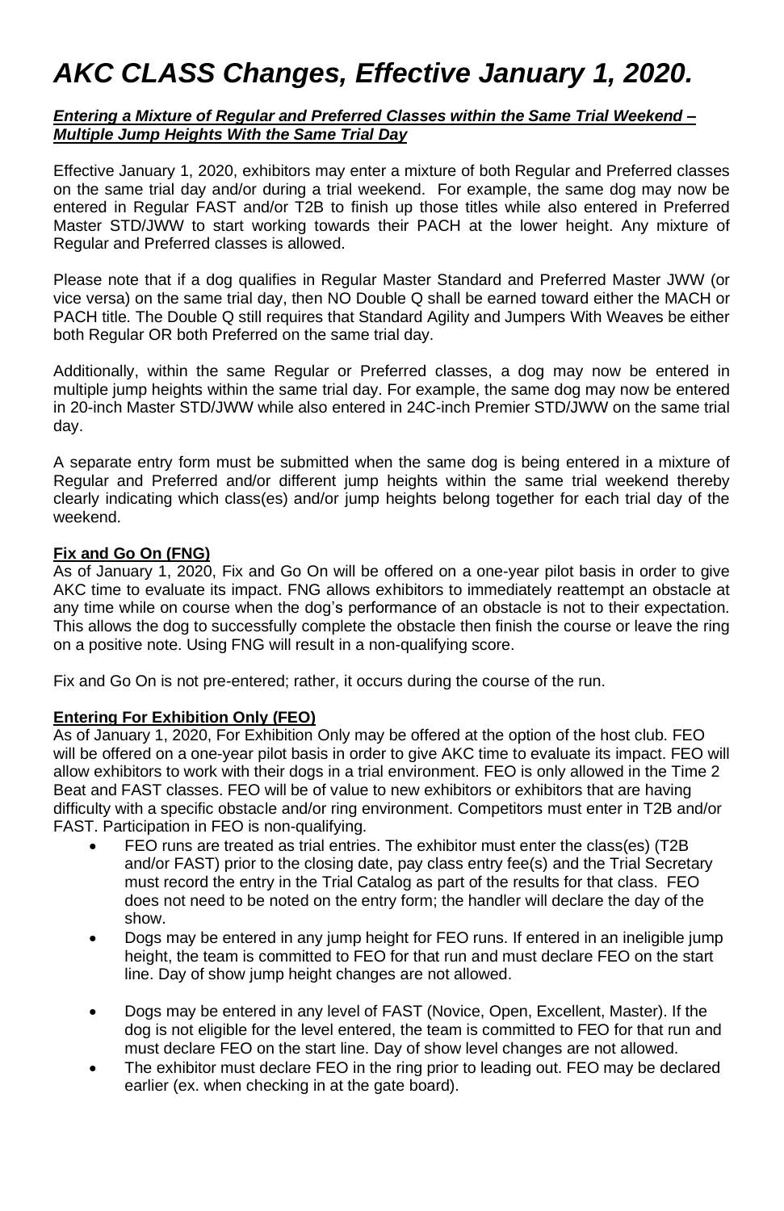# *AKC CLASS Changes, Effective January 1, 2020.*

***Entering a Mixture of Regular and Preferred Classes within the Same Trial Weekend – Multiple Jump Heights With the Same Trial Day***

Effective January 1, 2020, exhibitors may enter a mixture of both Regular and Preferred classes on the same trial day and/or during a trial weekend. For example, the same dog may now be entered in Regular FAST and/or T2B to finish up those titles while also entered in Preferred Master STD/JWW to start working towards their PACH at the lower height. Any mixture of Regular and Preferred classes is allowed.

Please note that if a dog qualifies in Regular Master Standard and Preferred Master JWW (or vice versa) on the same trial day, then NO Double Q shall be earned toward either the MACH or PACH title. The Double Q still requires that Standard Agility and Jumpers With Weaves be either both Regular OR both Preferred on the same trial day.

Additionally, within the same Regular or Preferred classes, a dog may now be entered in multiple jump heights within the same trial day. For example, the same dog may now be entered in 20-inch Master STD/JWW while also entered in 24C-inch Premier STD/JWW on the same trial day.

A separate entry form must be submitted when the same dog is being entered in a mixture of Regular and Preferred and/or different jump heights within the same trial weekend thereby clearly indicating which class(es) and/or jump heights belong together for each trial day of the weekend.

**Fix and Go On (FNG)**

As of January 1, 2020, Fix and Go On will be offered on a one-year pilot basis in order to give AKC time to evaluate its impact. FNG allows exhibitors to immediately reattempt an obstacle at any time while on course when the dog's performance of an obstacle is not to their expectation. This allows the dog to successfully complete the obstacle then finish the course or leave the ring on a positive note. Using FNG will result in a non-qualifying score.

Fix and Go On is not pre-entered; rather, it occurs during the course of the run.

**Entering For Exhibition Only (FEO)**

As of January 1, 2020, For Exhibition Only may be offered at the option of the host club. FEO will be offered on a one-year pilot basis in order to give AKC time to evaluate its impact. FEO will allow exhibitors to work with their dogs in a trial environment. FEO is only allowed in the Time 2 Beat and FAST classes. FEO will be of value to new exhibitors or exhibitors that are having difficulty with a specific obstacle and/or ring environment. Competitors must enter in T2B and/or FAST. Participation in FEO is non-qualifying.

- FEO runs are treated as trial entries. The exhibitor must enter the class(es) (T2B and/or FAST) prior to the closing date, pay class entry fee(s) and the Trial Secretary must record the entry in the Trial Catalog as part of the results for that class. FEO does not need to be noted on the entry form; the handler will declare the day of the show.
- Dogs may be entered in any jump height for FEO runs. If entered in an ineligible jump height, the team is committed to FEO for that run and must declare FEO on the start line. Day of show jump height changes are not allowed.
- Dogs may be entered in any level of FAST (Novice, Open, Excellent, Master). If the dog is not eligible for the level entered, the team is committed to FEO for that run and must declare FEO on the start line. Day of show level changes are not allowed.
- The exhibitor must declare FEO in the ring prior to leading out. FEO may be declared earlier (ex. when checking in at the gate board).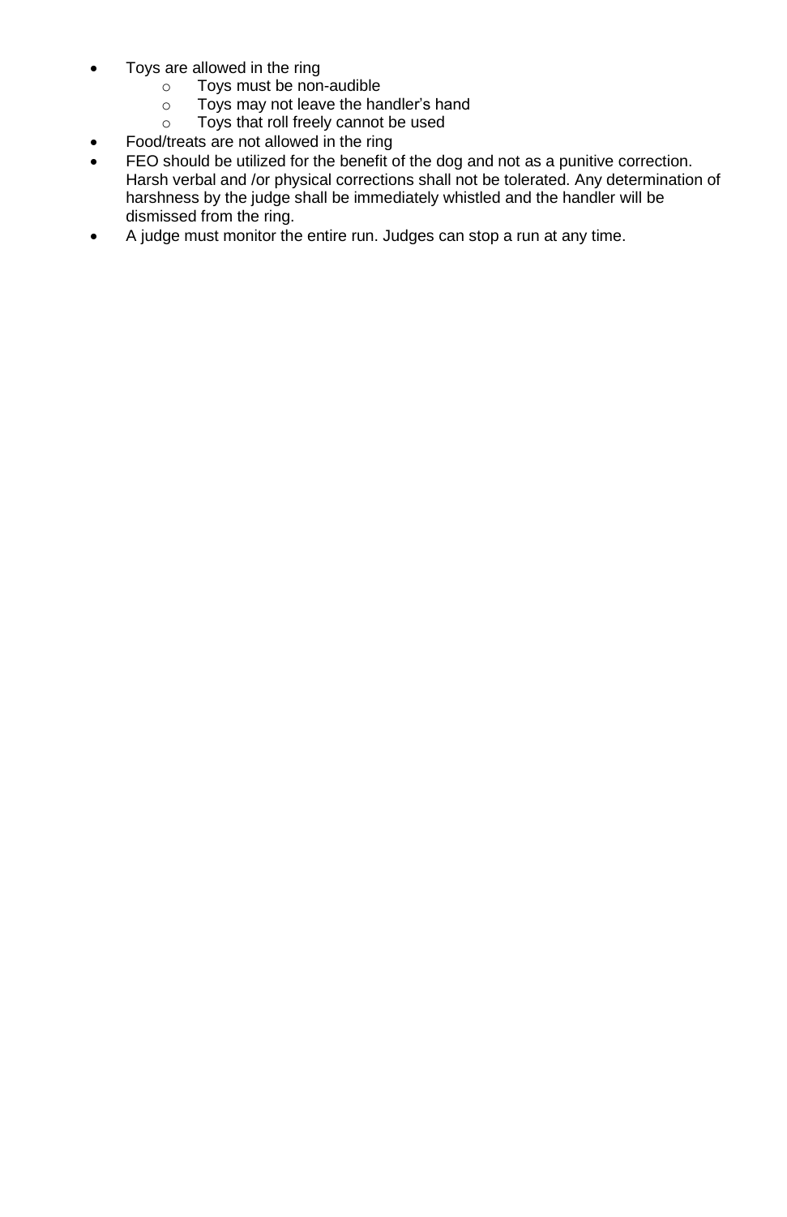- Toys are allowed in the ring
    - Toys must be non-audible
    - Toys may not leave the handler's hand
    - Toys that roll freely cannot be used
- Food/treats are not allowed in the ring
- FEO should be utilized for the benefit of the dog and not as a punitive correction. Harsh verbal and /or physical corrections shall not be tolerated. Any determination of harshness by the judge shall be immediately whistled and the handler will be dismissed from the ring.
- A judge must monitor the entire run. Judges can stop a run at any time.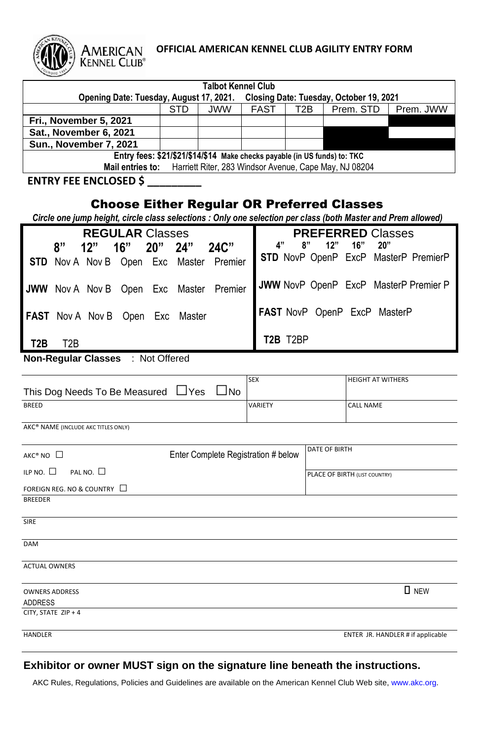# AMERICAN KENNEL CLUB

## OFFICIAL AMERICAN KENNEL CLUB AGILITY ENTRY FORM

| Talbot Kennel Club | | | | | | |
|---|---|---|---|---|---|---|
| Opening Date: Tuesday, August 17, 2021. Closing Date: Tuesday, October 19, 2021 | | | | | | |
| | STD | JWW | FAST | T2B | Prem. STD | Prem. JWW |
| Fri., November 5, 2021 | | | | | | |
| Sat., November 6, 2021 | | | | | | |
| Sun., November 7, 2021 | | | | | | |

Entry fees: $21/$21/$14/$14 Make checks payable (in US funds) to: TKC
Mail entries to: Harriett Riter, 283 Windsor Avenue, Cape May, NJ 08204

**ENTRY FEE ENCLOSED $ _________**

## Choose Either Regular OR Preferred Classes

*Circle one jump height, circle class selections : Only one selection per class (both Master and Prem allowed)*

| REGULAR Classes | PREFERRED Classes |
|---|---|
| 8" 12" 16" 20" 24" 24C" | 4" 8" 12" 16" 20" |
| **STD** Nov A Nov B Open Exc Master Premier | **STD** NovP OpenP ExcP MasterP PremierP |
| **JWW** Nov A Nov B Open Exc Master Premier | **JWW** NovP OpenP ExcP MasterP Premier P |
| **FAST** Nov A Nov B Open Exc Master | **FAST** NovP OpenP ExcP MasterP |
| **T2B** T2B | **T2B** T2BP |

**Non-Regular Classes** : Not Offered

| This Dog Needs To Be Measured ☐Yes ☐No | SEX | HEIGHT AT WITHERS |
|---|---|---|
| BREED | VARIETY | CALL NAME |

AKC® NAME (INCLUDE AKC TITLES ONLY)

| AKC® NO ☐ Enter Complete Registration # below | DATE OF BIRTH |
|---|---|
| ILP NO. ☐ PAL NO. ☐ | PLACE OF BIRTH (LIST COUNTRY) |
| FOREIGN REG. NO & COUNTRY ☐ | |

BREEDER

SIRE

DAM

ACTUAL OWNERS

OWNERS ADDRESS ☐ NEW
ADDRESS

CITY, STATE ZIP + 4

HANDLER ENTER JR. HANDLER # if applicable

**Exhibitor or owner MUST sign on the signature line beneath the instructions.**

AKC Rules, Regulations, Policies and Guidelines are available on the American Kennel Club Web site, www.akc.org.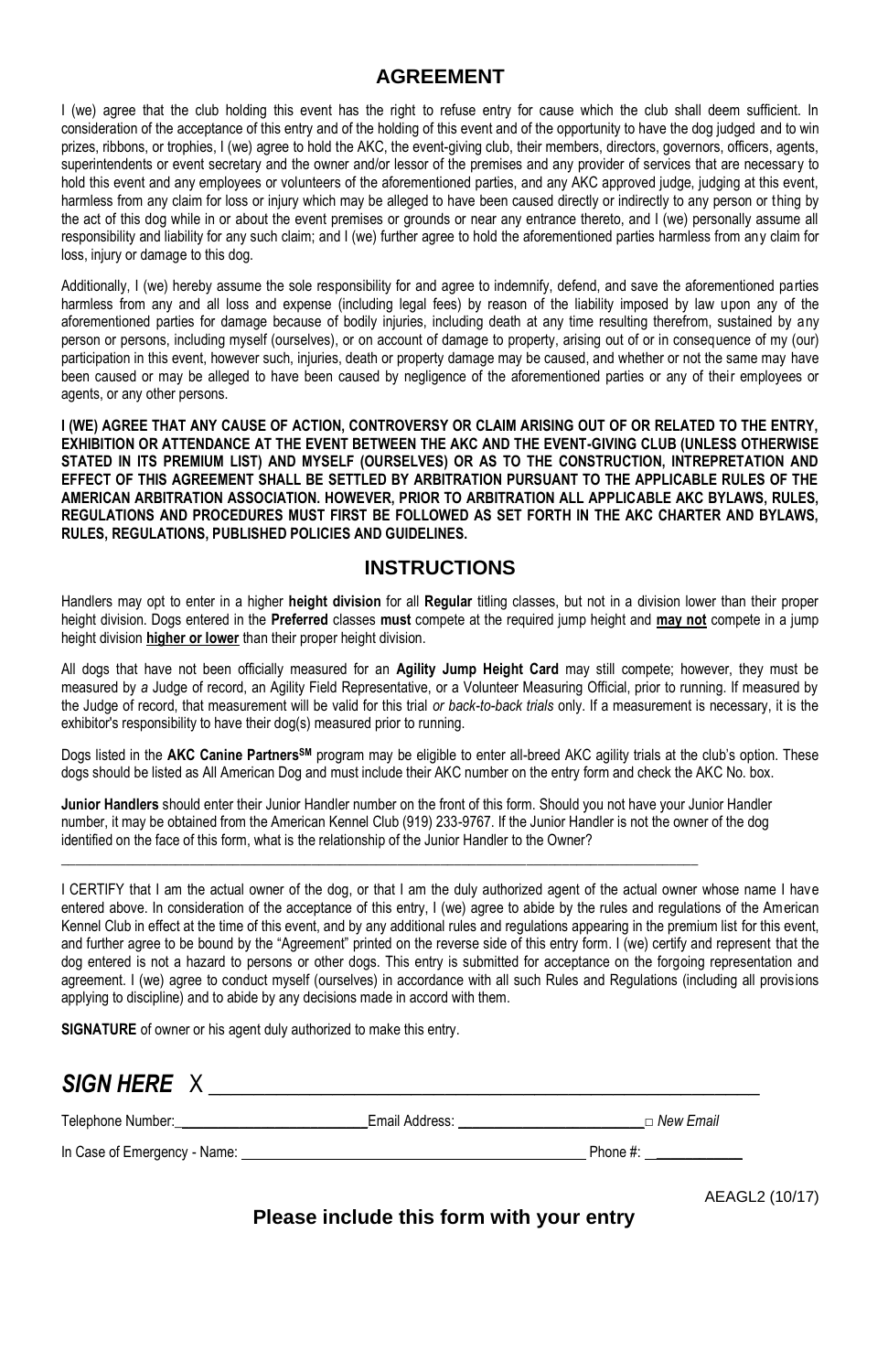## AGREEMENT

I (we) agree that the club holding this event has the right to refuse entry for cause which the club shall deem sufficient. In consideration of the acceptance of this entry and of the holding of this event and of the opportunity to have the dog judged and to win prizes, ribbons, or trophies, I (we) agree to hold the AKC, the event-giving club, their members, directors, governors, officers, agents, superintendents or event secretary and the owner and/or lessor of the premises and any provider of services that are necessary to hold this event and any employees or volunteers of the aforementioned parties, and any AKC approved judge, judging at this event, harmless from any claim for loss or injury which may be alleged to have been caused directly or indirectly to any person or thing by the act of this dog while in or about the event premises or grounds or near any entrance thereto, and I (we) personally assume all responsibility and liability for any such claim; and I (we) further agree to hold the aforementioned parties harmless from any claim for loss, injury or damage to this dog.

Additionally, I (we) hereby assume the sole responsibility for and agree to indemnify, defend, and save the aforementioned parties harmless from any and all loss and expense (including legal fees) by reason of the liability imposed by law upon any of the aforementioned parties for damage because of bodily injuries, including death at any time resulting therefrom, sustained by any person or persons, including myself (ourselves), or on account of damage to property, arising out of or in consequence of my (our) participation in this event, however such, injuries, death or property damage may be caused, and whether or not the same may have been caused or may be alleged to have been caused by negligence of the aforementioned parties or any of their employees or agents, or any other persons.

**I (WE) AGREE THAT ANY CAUSE OF ACTION, CONTROVERSY OR CLAIM ARISING OUT OF OR RELATED TO THE ENTRY, EXHIBITION OR ATTENDANCE AT THE EVENT BETWEEN THE AKC AND THE EVENT-GIVING CLUB (UNLESS OTHERWISE STATED IN ITS PREMIUM LIST) AND MYSELF (OURSELVES) OR AS TO THE CONSTRUCTION, INTREPRETATION AND EFFECT OF THIS AGREEMENT SHALL BE SETTLED BY ARBITRATION PURSUANT TO THE APPLICABLE RULES OF THE AMERICAN ARBITRATION ASSOCIATION. HOWEVER, PRIOR TO ARBITRATION ALL APPLICABLE AKC BYLAWS, RULES, REGULATIONS AND PROCEDURES MUST FIRST BE FOLLOWED AS SET FORTH IN THE AKC CHARTER AND BYLAWS, RULES, REGULATIONS, PUBLISHED POLICIES AND GUIDELINES.**

## INSTRUCTIONS

Handlers may opt to enter in a higher **height division** for all **Regular** titling classes, but not in a division lower than their proper height division. Dogs entered in the **Preferred** classes **must** compete at the required jump height and **may not** compete in a jump height division **higher or lower** than their proper height division.

All dogs that have not been officially measured for an **Agility Jump Height Card** may still compete; however, they must be measured by *a* Judge of record, an Agility Field Representative, or a Volunteer Measuring Official, prior to running. If measured by the Judge of record, that measurement will be valid for this trial *or back-to-back trials* only. If a measurement is necessary, it is the exhibitor's responsibility to have their dog(s) measured prior to running.

Dogs listed in the **AKC Canine Partners[SM]** program may be eligible to enter all-breed AKC agility trials at the club's option. These dogs should be listed as All American Dog and must include their AKC number on the entry form and check the AKC No. box.

**Junior Handlers** should enter their Junior Handler number on the front of this form. Should you not have your Junior Handler number, it may be obtained from the American Kennel Club (919) 233-9767. If the Junior Handler is not the owner of the dog identified on the face of this form, what is the relationship of the Junior Handler to the Owner?

______________________________________________________________________________

I CERTIFY that I am the actual owner of the dog, or that I am the duly authorized agent of the actual owner whose name I have entered above. In consideration of the acceptance of this entry, I (we) agree to abide by the rules and regulations of the American Kennel Club in effect at the time of this event, and by any additional rules and regulations appearing in the premium list for this event, and further agree to be bound by the "Agreement" printed on the reverse side of this entry form. I (we) certify and represent that the dog entered is not a hazard to persons or other dogs. This entry is submitted for acceptance on the forgoing representation and agreement. I (we) agree to conduct myself (ourselves) in accordance with all such Rules and Regulations (including all provisions applying to discipline) and to abide by any decisions made in accord with them.

**SIGNATURE** of owner or his agent duly authorized to make this entry.

***SIGN HERE*** X ______________________________________________________

Telephone Number: ______________________ Email Address: ______________________ □ *New Email*

In Case of Emergency - Name: ________________________________________ Phone #: ____________

AEAGL2 (10/17)

**Please include this form with your entry**